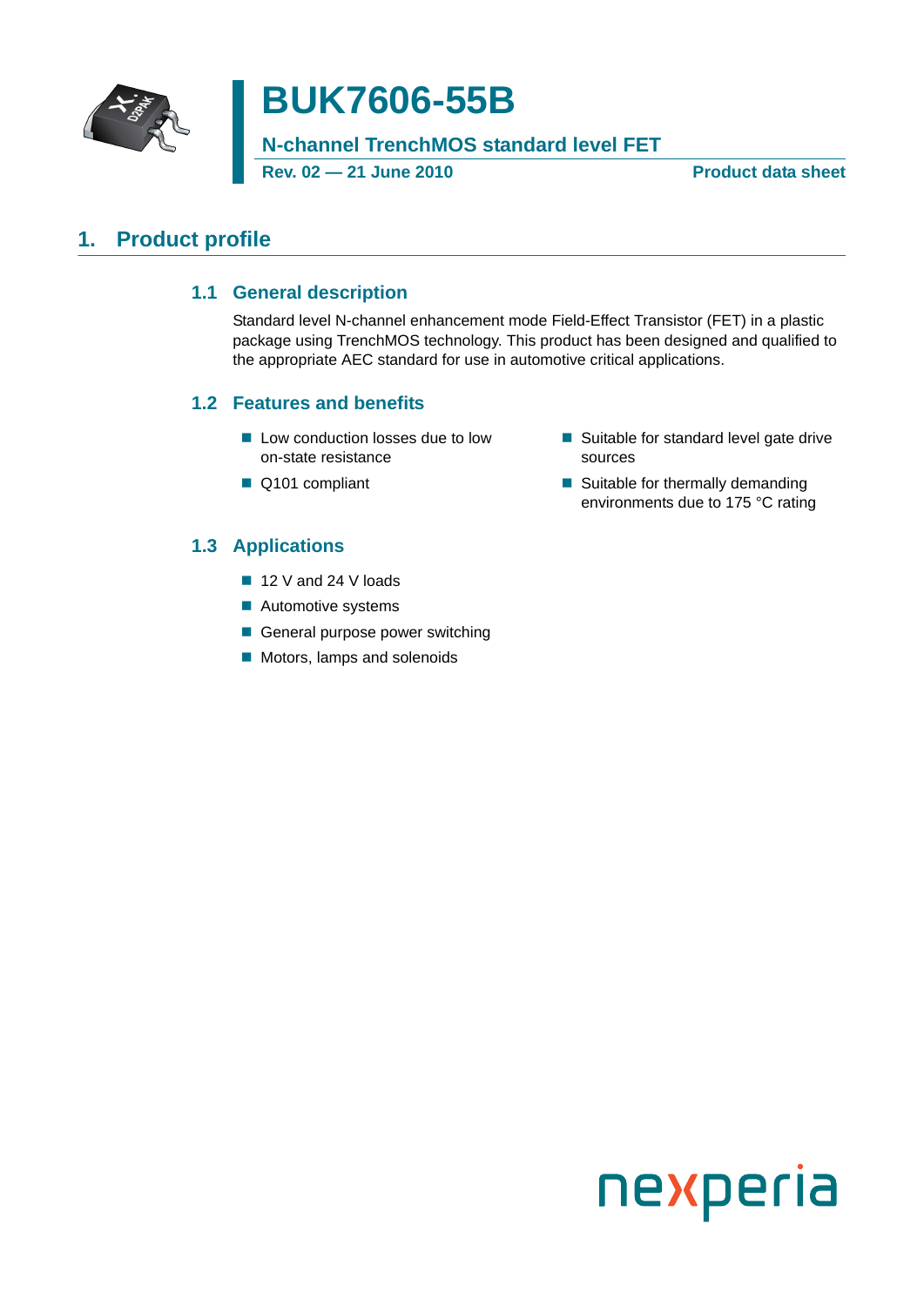# BUK7606-55B

**N-channel TrenchMOS standard level FET**

**Rev. 02 — 21 June 2010** **Product data sheet**

## 1. Product profile

### 1.1 General description

Standard level N-channel enhancement mode Field-Effect Transistor (FET) in a plastic package using TrenchMOS technology. This product has been designed and qualified to the appropriate AEC standard for use in automotive critical applications.

### 1.2 Features and benefits

- Low conduction losses due to low on-state resistance
- Q101 compliant
- Suitable for standard level gate drive sources
- Suitable for thermally demanding environments due to 175 °C rating

### 1.3 Applications

- 12 V and 24 V loads
- Automotive systems
- General purpose power switching
- Motors, lamps and solenoids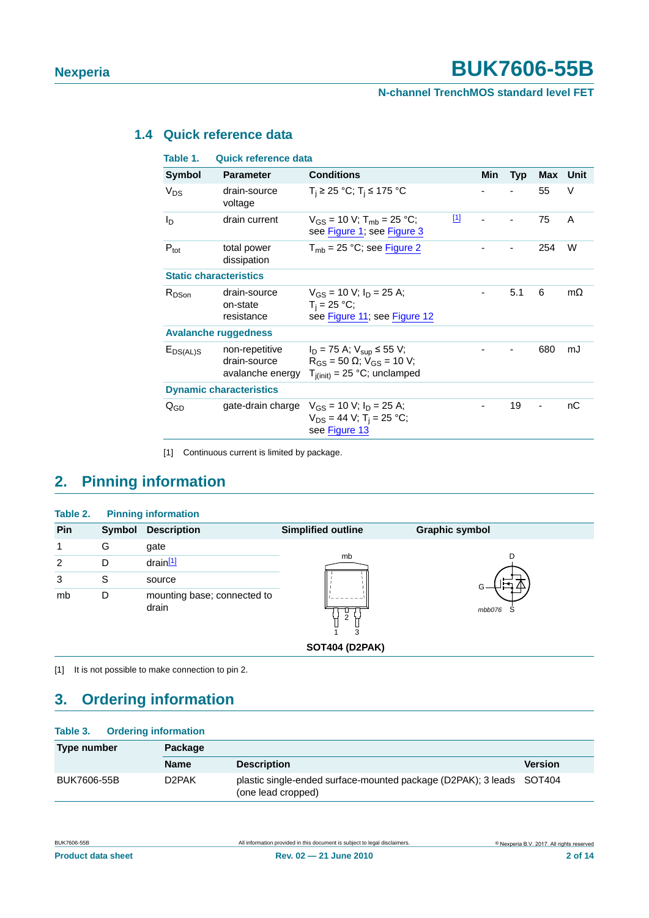### 1.4 Quick reference data

**Table 1. Quick reference data**

| Symbol | Parameter | Conditions | | Min | Typ | Max | Unit |
|---|---|---|---|---|---|---|---|
| $V_{DS}$ | drain-source voltage | $T_j \geq 25$ °C; $T_j \leq 175$ °C | | - | - | 55 | V |
| $I_D$ | drain current | $V_{GS} = 10$ V; $T_{mb} = 25$ °C; see Figure 1; see Figure 3 | [1] | - | - | 75 | A |
| $P_{tot}$ | total power dissipation | $T_{mb} = 25$ °C; see Figure 2 | | - | - | 254 | W |
| **Static characteristics** | | | | | | | |
| $R_{DSon}$ | drain-source on-state resistance | $V_{GS} = 10$ V; $I_D = 25$ A; $T_j = 25$ °C; see Figure 11; see Figure 12 | | - | 5.1 | 6 | mΩ |
| **Avalanche ruggedness** | | | | | | | |
| $E_{DS(AL)S}$ | non-repetitive drain-source avalanche energy | $I_D = 75$ A; $V_{sup} \leq 55$ V; $R_{GS} = 50$ Ω; $V_{GS} = 10$ V; $T_{j(init)} = 25$ °C; unclamped | | - | - | 680 | mJ |
| **Dynamic characteristics** | | | | | | | |
| $Q_{GD}$ | gate-drain charge | $V_{GS} = 10$ V; $I_D = 25$ A; $V_{DS} = 44$ V; $T_j = 25$ °C; see Figure 13 | | - | 19 | - | nC |

[1] Continuous current is limited by package.

## 2. Pinning information

**Table 2. Pinning information**

| Pin | Symbol | Description | Simplified outline | Graphic symbol |
|---|---|---|---|---|
| 1 | G | gate | SOT404 (D2PAK) | |
| 2 | D | drain[1] | | |
| 3 | S | source | | |
| mb | D | mounting base; connected to drain | | |

[1] It is not possible to make connection to pin 2.

## 3. Ordering information

**Table 3. Ordering information**

| Type number | Package | | |
|---|---|---|---|
| | Name | Description | Version |
| BUK7606-55B | D2PAK | plastic single-ended surface-mounted package (D2PAK); 3 leads (one lead cropped) | SOT404 |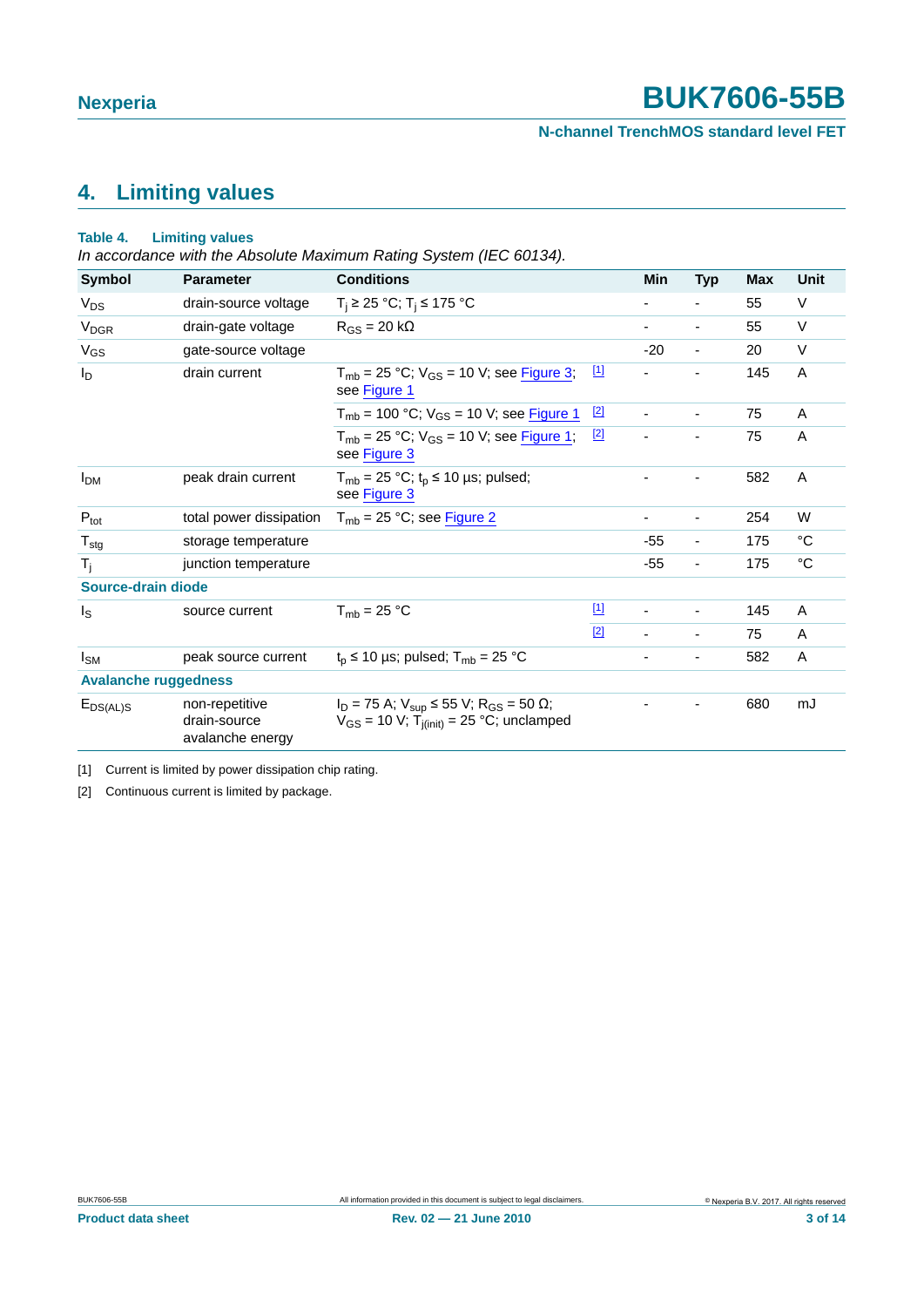## 4. Limiting values

**Table 4. Limiting values**

*In accordance with the Absolute Maximum Rating System (IEC 60134).*

| Symbol | Parameter | Conditions | | Min | Typ | Max | Unit |
|---|---|---|---|---|---|---|---|
| $V_{DS}$ | drain-source voltage | $T_j \geq 25$ °C; $T_j \leq 175$ °C | | - | - | 55 | V |
| $V_{DGR}$ | drain-gate voltage | $R_{GS}$ = 20 kΩ | | - | - | 55 | V |
| $V_{GS}$ | gate-source voltage | | | -20 | - | 20 | V |
| $I_D$ | drain current | $T_{mb}$ = 25 °C; $V_{GS}$ = 10 V; see Figure 3; see Figure 1 | [1] | - | - | 145 | A |
| | | $T_{mb}$ = 100 °C; $V_{GS}$ = 10 V; see Figure 1 | [2] | - | - | 75 | A |
| | | $T_{mb}$ = 25 °C; $V_{GS}$ = 10 V; see Figure 1; see Figure 3 | [2] | - | - | 75 | A |
| $I_{DM}$ | peak drain current | $T_{mb}$ = 25 °C; $t_p \leq 10$ µs; pulsed; see Figure 3 | | - | - | 582 | A |
| $P_{tot}$ | total power dissipation | $T_{mb}$ = 25 °C; see Figure 2 | | - | - | 254 | W |
| $T_{stg}$ | storage temperature | | | -55 | - | 175 | °C |
| $T_j$ | junction temperature | | | -55 | - | 175 | °C |
| **Source-drain diode** | | | | | | | |
| $I_S$ | source current | $T_{mb}$ = 25 °C | [1] | - | - | 145 | A |
| | | | [2] | - | - | 75 | A |
| $I_{SM}$ | peak source current | $t_p \leq 10$ µs; pulsed; $T_{mb}$ = 25 °C | | - | - | 582 | A |
| **Avalanche ruggedness** | | | | | | | |
| $E_{DS(AL)S}$ | non-repetitive drain-source avalanche energy | $I_D$ = 75 A; $V_{sup} \leq 55$ V; $R_{GS}$ = 50 Ω; $V_{GS}$ = 10 V; $T_{j(init)}$ = 25 °C; unclamped | | - | - | 680 | mJ |

[1] Current is limited by power dissipation chip rating.

[2] Continuous current is limited by package.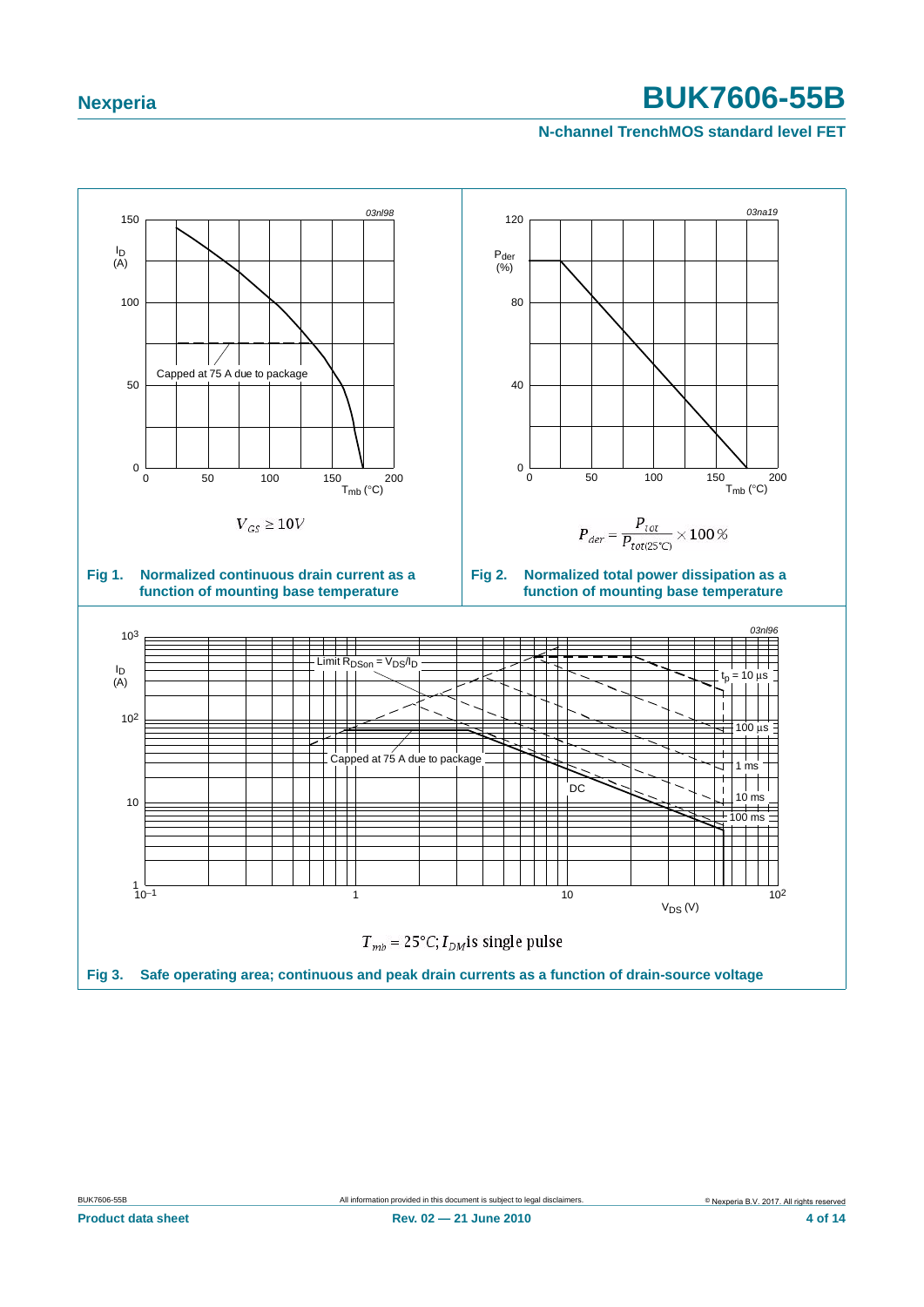$V_{GS} \geq 10V$

**Fig 1. Normalized continuous drain current as a function of mounting base temperature**

$$P_{der} = \frac{P_{tot}}{P_{tot(25°C)}} \times 100\,\%$$

**Fig 2. Normalized total power dissipation as a function of mounting base temperature**

$T_{mb} = 25°C$; $I_{DM}$ is single pulse

**Fig 3. Safe operating area; continuous and peak drain currents as a function of drain-source voltage**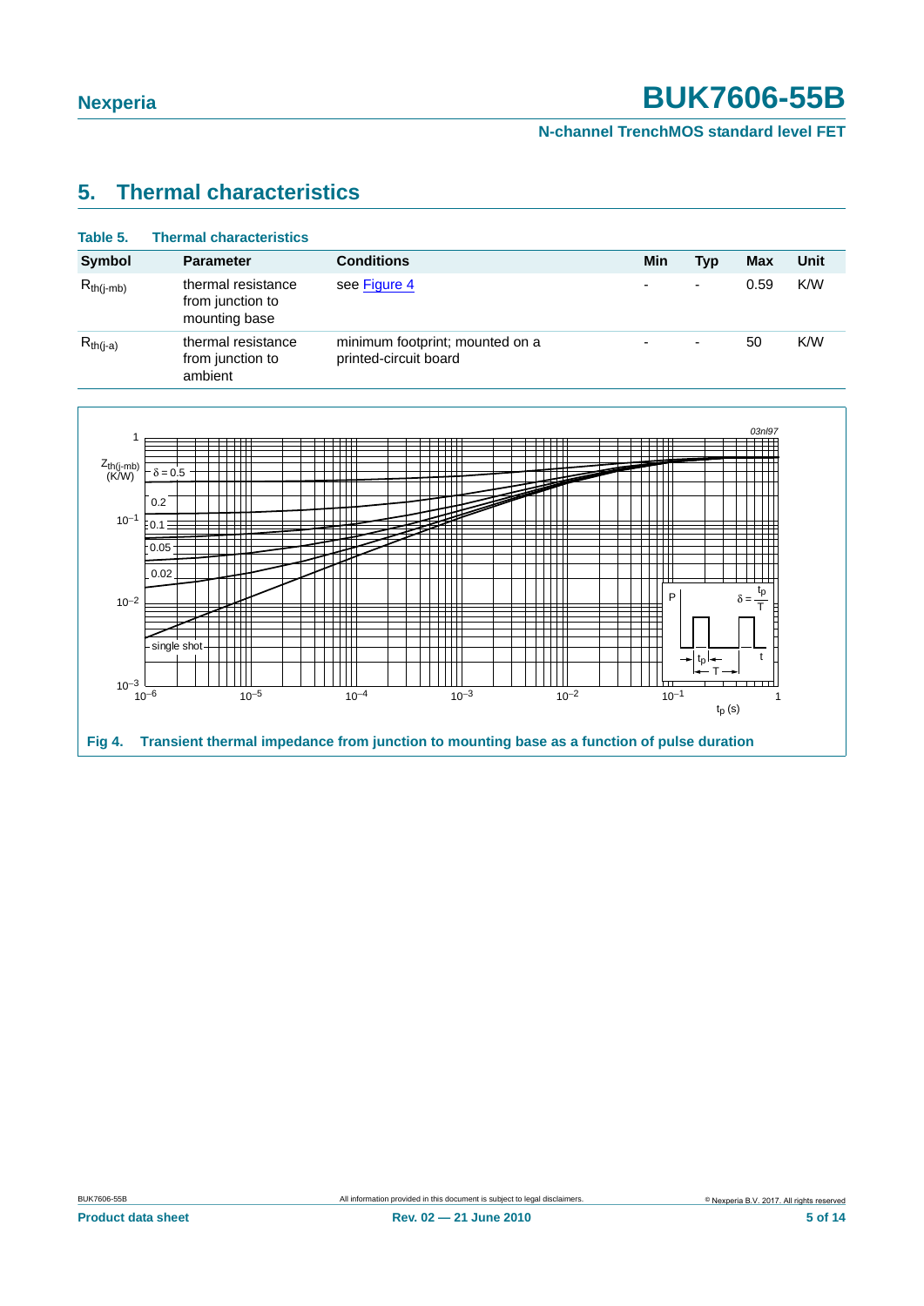# 5. Thermal characteristics

**Table 5. Thermal characteristics**

| Symbol | Parameter | Conditions | Min | Typ | Max | Unit |
|---|---|---|---|---|---|---|
| $R_{th(j-mb)}$ | thermal resistance from junction to mounting base | see Figure 4 | - | - | 0.59 | K/W |
| $R_{th(j-a)}$ | thermal resistance from junction to ambient | minimum footprint; mounted on a printed-circuit board | - | - | 50 | K/W |

**Fig 4. Transient thermal impedance from junction to mounting base as a function of pulse duration**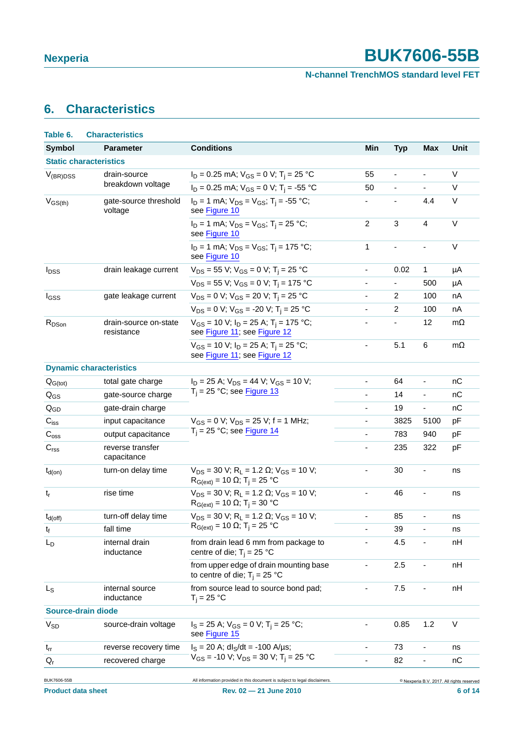# 6. Characteristics

**Table 6. Characteristics**

| Symbol | Parameter | Conditions | Min | Typ | Max | Unit |
|---|---|---|---|---|---|---|
| **Static characteristics** | | | | | | |
| $V_{(BR)DSS}$ | drain-source breakdown voltage | $I_D$ = 0.25 mA; $V_{GS}$ = 0 V; $T_j$ = 25 °C | 55 | - | - | V |
| | | $I_D$ = 0.25 mA; $V_{GS}$ = 0 V; $T_j$ = -55 °C | 50 | - | - | V |
| $V_{GS(th)}$ | gate-source threshold voltage | $I_D$ = 1 mA; $V_{DS}$ = $V_{GS}$; $T_j$ = -55 °C; see Figure 10 | - | - | 4.4 | V |
| | | $I_D$ = 1 mA; $V_{DS}$ = $V_{GS}$; $T_j$ = 25 °C; see Figure 10 | 2 | 3 | 4 | V |
| | | $I_D$ = 1 mA; $V_{DS}$ = $V_{GS}$; $T_j$ = 175 °C; see Figure 10 | 1 | - | - | V |
| $I_{DSS}$ | drain leakage current | $V_{DS}$ = 55 V; $V_{GS}$ = 0 V; $T_j$ = 25 °C | - | 0.02 | 1 | µA |
| | | $V_{DS}$ = 55 V; $V_{GS}$ = 0 V; $T_j$ = 175 °C | - | - | 500 | µA |
| $I_{GSS}$ | gate leakage current | $V_{DS}$ = 0 V; $V_{GS}$ = 20 V; $T_j$ = 25 °C | - | 2 | 100 | nA |
| | | $V_{DS}$ = 0 V; $V_{GS}$ = -20 V; $T_j$ = 25 °C | - | 2 | 100 | nA |
| $R_{DSon}$ | drain-source on-state resistance | $V_{GS}$ = 10 V; $I_D$ = 25 A; $T_j$ = 175 °C; see Figure 11; see Figure 12 | - | - | 12 | mΩ |
| | | $V_{GS}$ = 10 V; $I_D$ = 25 A; $T_j$ = 25 °C; see Figure 11; see Figure 12 | - | 5.1 | 6 | mΩ |
| **Dynamic characteristics** | | | | | | |
| $Q_{G(tot)}$ | total gate charge | $I_D$ = 25 A; $V_{DS}$ = 44 V; $V_{GS}$ = 10 V; $T_j$ = 25 °C; see Figure 13 | - | 64 | - | nC |
| $Q_{GS}$ | gate-source charge | | - | 14 | - | nC |
| $Q_{GD}$ | gate-drain charge | | - | 19 | - | nC |
| $C_{iss}$ | input capacitance | $V_{GS}$ = 0 V; $V_{DS}$ = 25 V; f = 1 MHz; $T_j$ = 25 °C; see Figure 14 | - | 3825 | 5100 | pF |
| $C_{oss}$ | output capacitance | | - | 783 | 940 | pF |
| $C_{rss}$ | reverse transfer capacitance | | - | 235 | 322 | pF |
| $t_{d(on)}$ | turn-on delay time | $V_{DS}$ = 30 V; $R_L$ = 1.2 Ω; $V_{GS}$ = 10 V; $R_{G(ext)}$ = 10 Ω; $T_j$ = 25 °C | - | 30 | - | ns |
| $t_r$ | rise time | $V_{DS}$ = 30 V; $R_L$ = 1.2 Ω; $V_{GS}$ = 10 V; $R_{G(ext)}$ = 10 Ω; $T_j$ = 30 °C | - | 46 | - | ns |
| $t_{d(off)}$ | turn-off delay time | $V_{DS}$ = 30 V; $R_L$ = 1.2 Ω; $V_{GS}$ = 10 V; $R_{G(ext)}$ = 10 Ω; $T_j$ = 25 °C | - | 85 | - | ns |
| $t_f$ | fall time | | - | 39 | - | ns |
| $L_D$ | internal drain inductance | from drain lead 6 mm from package to centre of die; $T_j$ = 25 °C | - | 4.5 | - | nH |
| | | from upper edge of drain mounting base to centre of die; $T_j$ = 25 °C | - | 2.5 | - | nH |
| $L_S$ | internal source inductance | from source lead to source bond pad; $T_j$ = 25 °C | - | 7.5 | - | nH |
| **Source-drain diode** | | | | | | |
| $V_{SD}$ | source-drain voltage | $I_S$ = 25 A; $V_{GS}$ = 0 V; $T_j$ = 25 °C; see Figure 15 | - | 0.85 | 1.2 | V |
| $t_{rr}$ | reverse recovery time | $I_S$ = 20 A; $dI_S/dt$ = -100 A/µs; $V_{GS}$ = -10 V; $V_{DS}$ = 30 V; $T_j$ = 25 °C | - | 73 | - | ns |
| $Q_r$ | recovered charge | | - | 82 | - | nC |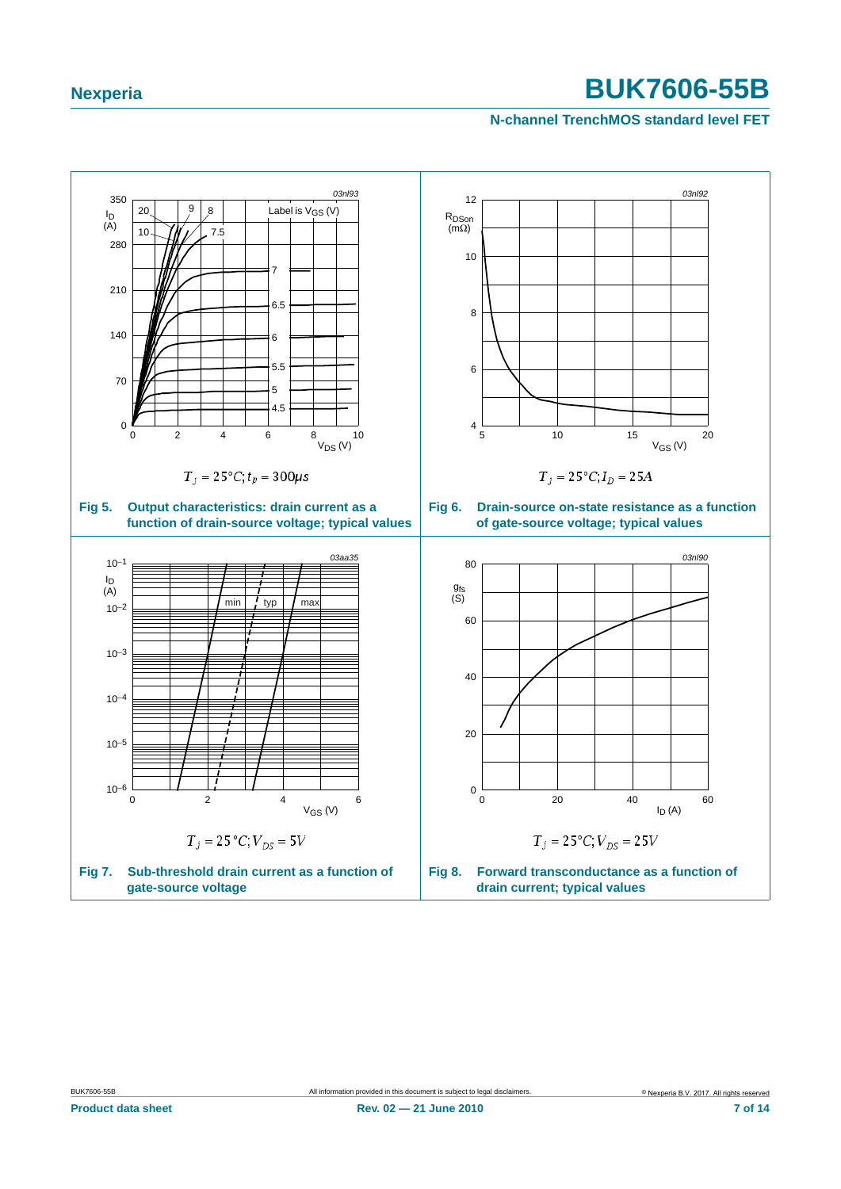$T_j = 25°C; t_p = 300\mu s$

**Fig 5. Output characteristics: drain current as a function of drain-source voltage; typical values**

$T_j = 25°C; I_D = 25A$

**Fig 6. Drain-source on-state resistance as a function of gate-source voltage; typical values**

$T_j = 25°C; V_{DS} = 5V$

**Fig 7. Sub-threshold drain current as a function of gate-source voltage**

$T_j = 25°C; V_{DS} = 25V$

**Fig 8. Forward transconductance as a function of drain current; typical values**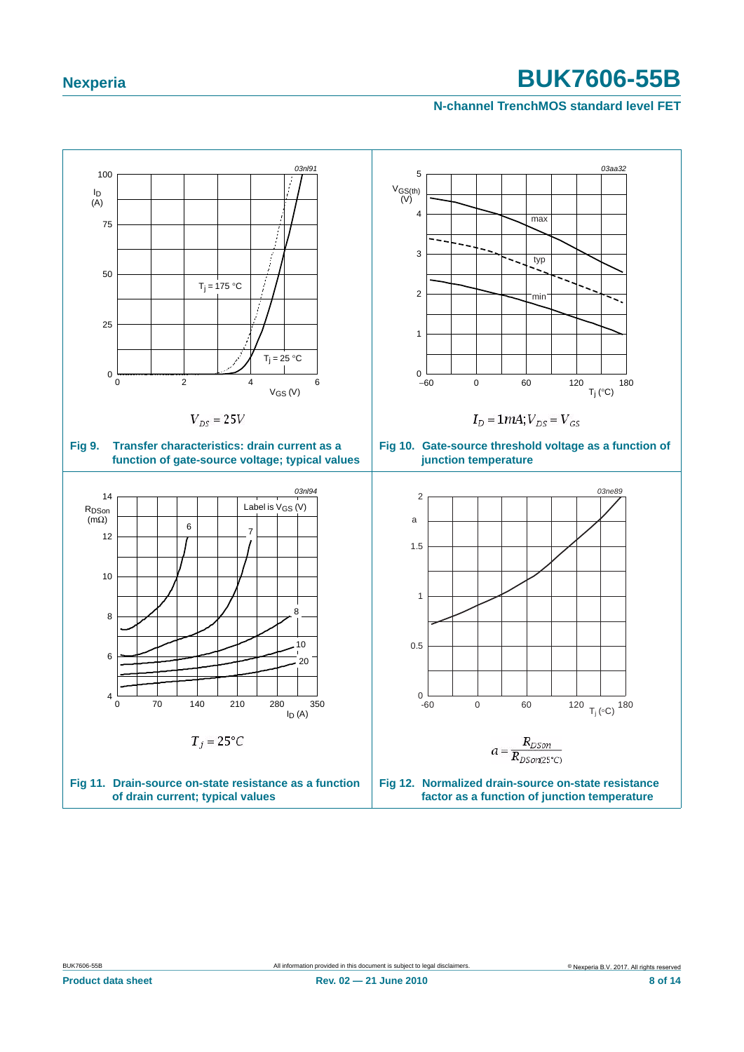$V_{DS} = 25V$

**Fig 9. Transfer characteristics: drain current as a function of gate-source voltage; typical values**

$I_D = 1mA; V_{DS} = V_{GS}$

**Fig 10. Gate-source threshold voltage as a function of junction temperature**

$T_j = 25°C$

**Fig 11. Drain-source on-state resistance as a function of drain current; typical values**

$$a = \frac{R_{DSon}}{R_{DSon(25°C)}}$$

**Fig 12. Normalized drain-source on-state resistance factor as a function of junction temperature**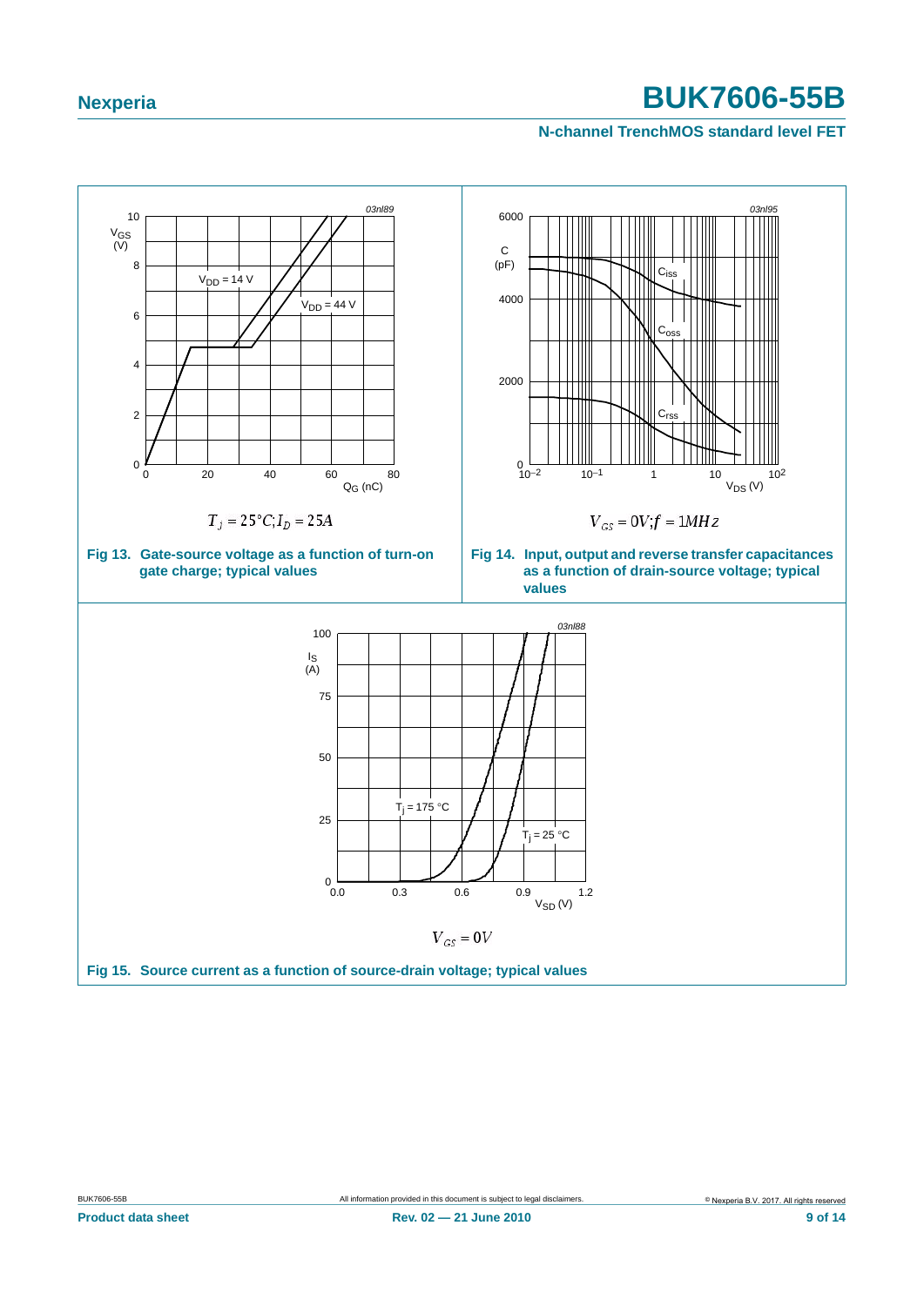$T_j = 25°C; I_D = 25A$

**Fig 13. Gate-source voltage as a function of turn-on gate charge; typical values**

$V_{GS} = 0V; f = 1MHz$

**Fig 14. Input, output and reverse transfer capacitances as a function of drain-source voltage; typical values**

$V_{GS} = 0V$

**Fig 15. Source current as a function of source-drain voltage; typical values**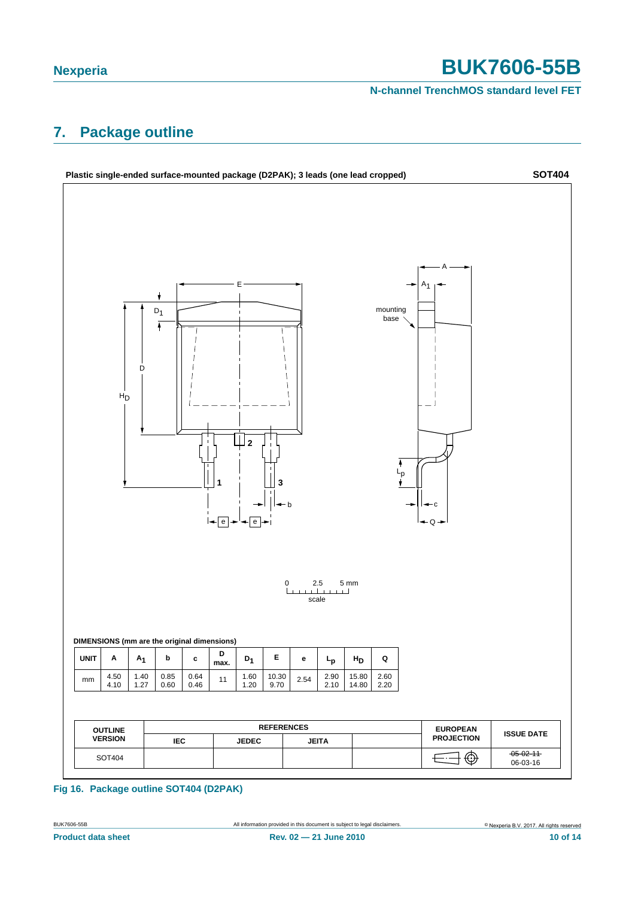## 7. Package outline

**Plastic single-ended surface-mounted package (D2PAK); 3 leads (one lead cropped)** **SOT404**

DIMENSIONS (mm are the original dimensions)

| UNIT | A | $A_1$ | b | c | D max. | $D_1$ | E | e | $L_p$ | $H_D$ | Q |
|---|---|---|---|---|---|---|---|---|---|---|---|
| mm | 4.50<br>4.10 | 1.40<br>1.27 | 0.85<br>0.60 | 0.64<br>0.46 | 11 | 1.60<br>1.20 | 10.30<br>9.70 | 2.54 | 2.90<br>2.10 | 15.80<br>14.80 | 2.60<br>2.20 |

| OUTLINE VERSION | REFERENCES | | | | EUROPEAN PROJECTION | ISSUE DATE |
|---|---|---|---|---|---|---|
| | IEC | JEDEC | JEITA | | | |
| SOT404 | | | | | | ~~05-02-11~~<br>06-03-16 |

**Fig 16. Package outline SOT404 (D2PAK)**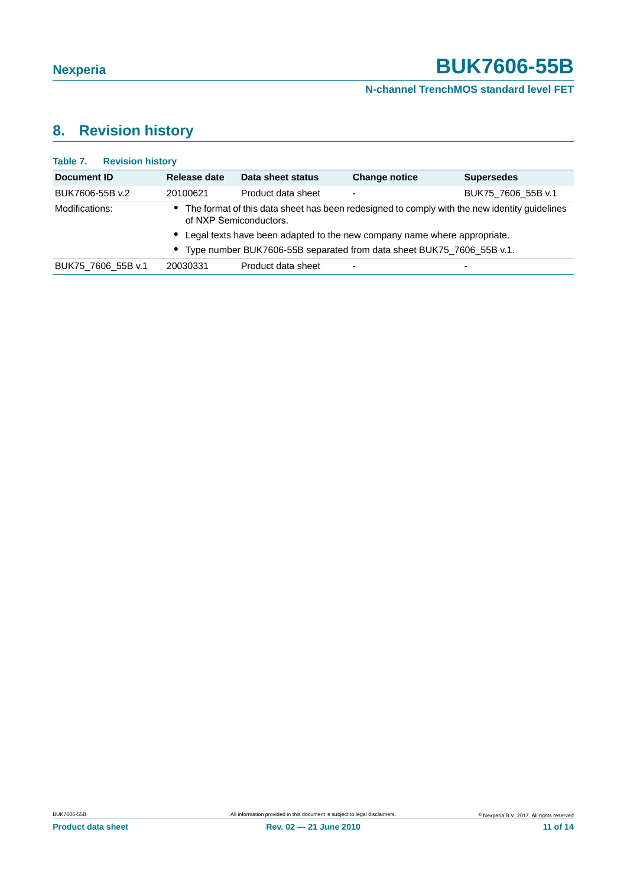## 8. Revision history

**Table 7. Revision history**

| Document ID | Release date | Data sheet status | Change notice | Supersedes |
|---|---|---|---|---|
| BUK7606-55B v.2 | 20100621 | Product data sheet | - | BUK75_7606_55B v.1 |
| Modifications: | • The format of this data sheet has been redesigned to comply with the new identity guidelines of NXP Semiconductors.<br>• Legal texts have been adapted to the new company name where appropriate.<br>• Type number BUK7606-55B separated from data sheet BUK75_7606_55B v.1. | | | |
| BUK75_7606_55B v.1 | 20030331 | Product data sheet | - | - |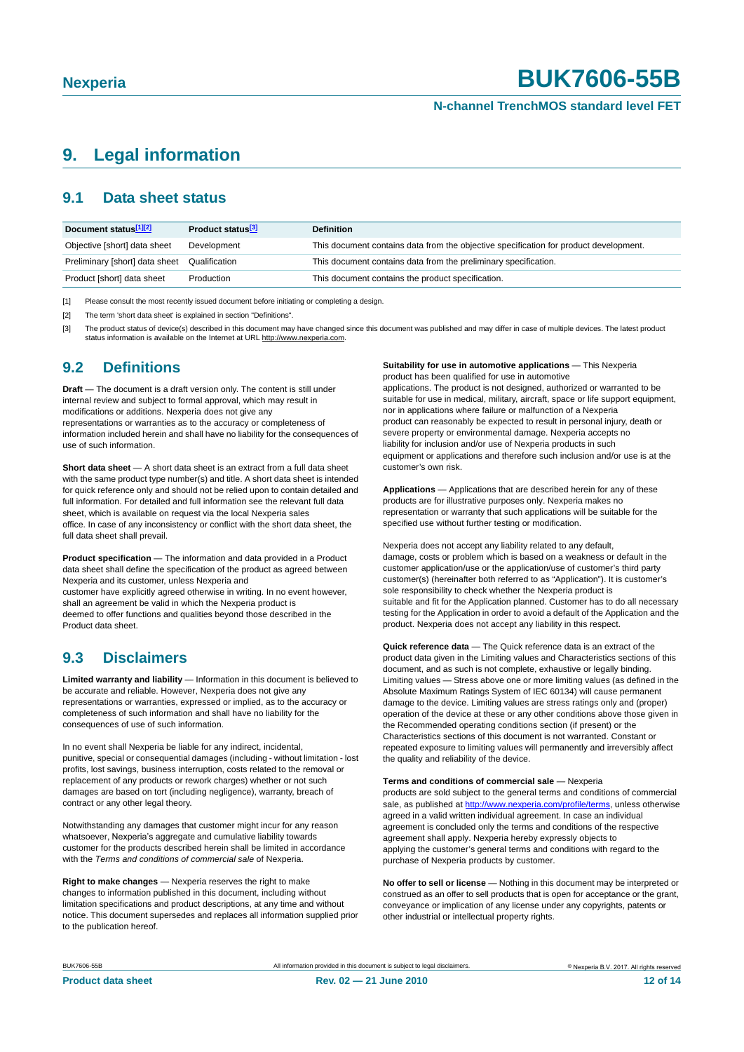# 9. Legal information

## 9.1 Data sheet status

| Document status[1][2] | Product status[3] | Definition |
|---|---|---|
| Objective [short] data sheet | Development | This document contains data from the objective specification for product development. |
| Preliminary [short] data sheet | Qualification | This document contains data from the preliminary specification. |
| Product [short] data sheet | Production | This document contains the product specification. |

[1] Please consult the most recently issued document before initiating or completing a design.

[2] The term 'short data sheet' is explained in section "Definitions".

[3] The product status of device(s) described in this document may have changed since this document was published and may differ in case of multiple devices. The latest product status information is available on the Internet at URL http://www.nexperia.com.

## 9.2 Definitions

**Draft** — The document is a draft version only. The content is still under internal review and subject to formal approval, which may result in modifications or additions. Nexperia does not give any representations or warranties as to the accuracy or completeness of information included herein and shall have no liability for the consequences of use of such information.

**Short data sheet** — A short data sheet is an extract from a full data sheet with the same product type number(s) and title. A short data sheet is intended for quick reference only and should not be relied upon to contain detailed and full information. For detailed and full information see the relevant full data sheet, which is available on request via the local Nexperia sales office. In case of any inconsistency or conflict with the short data sheet, the full data sheet shall prevail.

**Product specification** — The information and data provided in a Product data sheet shall define the specification of the product as agreed between Nexperia and its customer, unless Nexperia and customer have explicitly agreed otherwise in writing. In no event however, shall an agreement be valid in which the Nexperia product is deemed to offer functions and qualities beyond those described in the Product data sheet.

## 9.3 Disclaimers

**Limited warranty and liability** — Information in this document is believed to be accurate and reliable. However, Nexperia does not give any representations or warranties, expressed or implied, as to the accuracy or completeness of such information and shall have no liability for the consequences of use of such information.

In no event shall Nexperia be liable for any indirect, incidental, punitive, special or consequential damages (including - without limitation - lost profits, lost savings, business interruption, costs related to the removal or replacement of any products or rework charges) whether or not such damages are based on tort (including negligence), warranty, breach of contract or any other legal theory.

Notwithstanding any damages that customer might incur for any reason whatsoever, Nexperia's aggregate and cumulative liability towards customer for the products described herein shall be limited in accordance with the *Terms and conditions of commercial sale* of Nexperia.

**Right to make changes** — Nexperia reserves the right to make changes to information published in this document, including without limitation specifications and product descriptions, at any time and without notice. This document supersedes and replaces all information supplied prior to the publication hereof.

**Suitability for use in automotive applications** — This Nexperia product has been qualified for use in automotive applications. The product is not designed, authorized or warranted to be suitable for use in medical, military, aircraft, space or life support equipment, nor in applications where failure or malfunction of a Nexperia product can reasonably be expected to result in personal injury, death or severe property or environmental damage. Nexperia accepts no liability for inclusion and/or use of Nexperia products in such equipment or applications and therefore such inclusion and/or use is at the customer's own risk.

**Applications** — Applications that are described herein for any of these products are for illustrative purposes only. Nexperia makes no representation or warranty that such applications will be suitable for the specified use without further testing or modification.

Nexperia does not accept any liability related to any default, damage, costs or problem which is based on a weakness or default in the customer application/use or the application/use of customer's third party customer(s) (hereinafter both referred to as "Application"). It is customer's sole responsibility to check whether the Nexperia product is suitable and fit for the Application planned. Customer has to do all necessary testing for the Application in order to avoid a default of the Application and the product. Nexperia does not accept any liability in this respect.

**Quick reference data** — The Quick reference data is an extract of the product data given in the Limiting values and Characteristics sections of this document, and as such is not complete, exhaustive or legally binding. Limiting values — Stress above one or more limiting values (as defined in the Absolute Maximum Ratings System of IEC 60134) will cause permanent damage to the device. Limiting values are stress ratings only and (proper) operation of the device at these or any other conditions above those given in the Recommended operating conditions section (if present) or the Characteristics sections of this document is not warranted. Constant or repeated exposure to limiting values will permanently and irreversibly affect the quality and reliability of the device.

**Terms and conditions of commercial sale** — Nexperia products are sold subject to the general terms and conditions of commercial sale, as published at http://www.nexperia.com/profile/terms, unless otherwise agreed in a valid written individual agreement. In case an individual agreement is concluded only the terms and conditions of the respective agreement shall apply. Nexperia hereby expressly objects to applying the customer's general terms and conditions with regard to the purchase of Nexperia products by customer.

**No offer to sell or license** — Nothing in this document may be interpreted or construed as an offer to sell products that is open for acceptance or the grant, conveyance or implication of any license under any copyrights, patents or other industrial or intellectual property rights.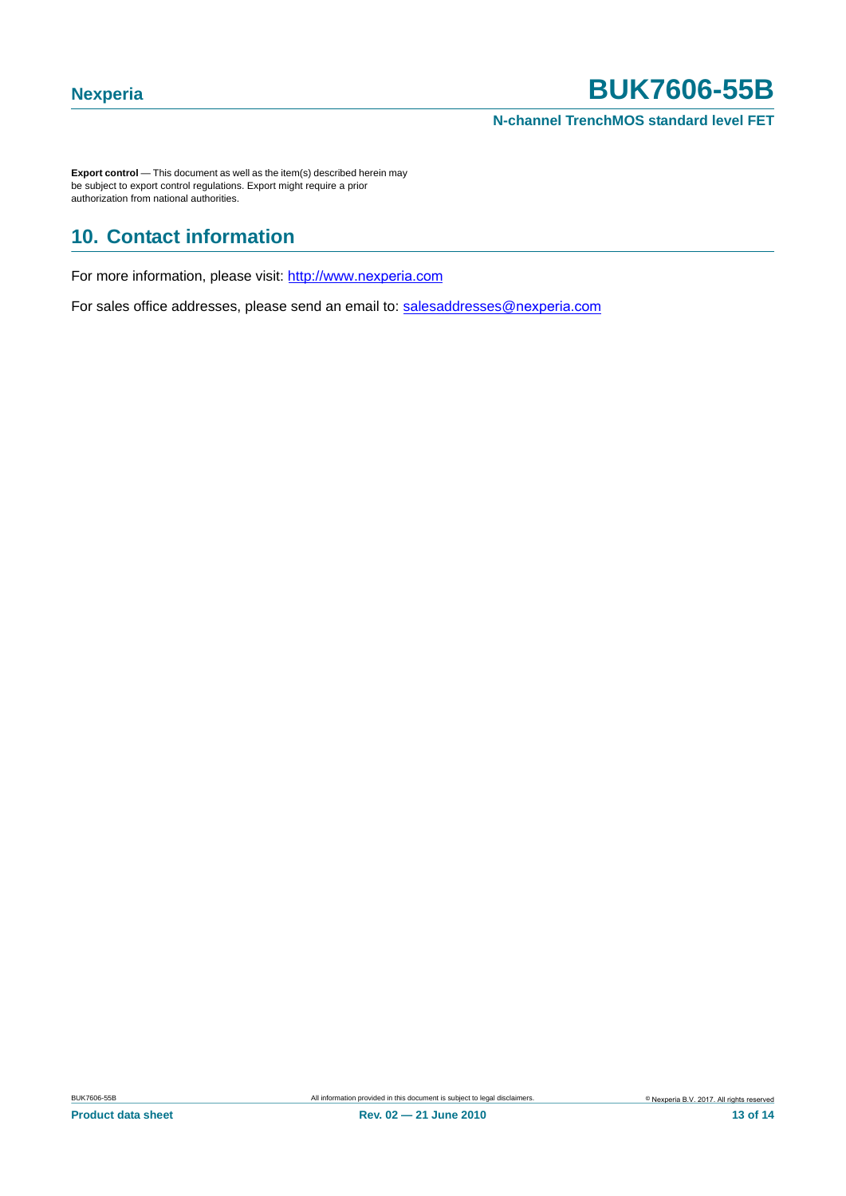**Export control** — This document as well as the item(s) described herein may be subject to export control regulations. Export might require a prior authorization from national authorities.

## 10. Contact information

For more information, please visit: http://www.nexperia.com

For sales office addresses, please send an email to: salesaddresses@nexperia.com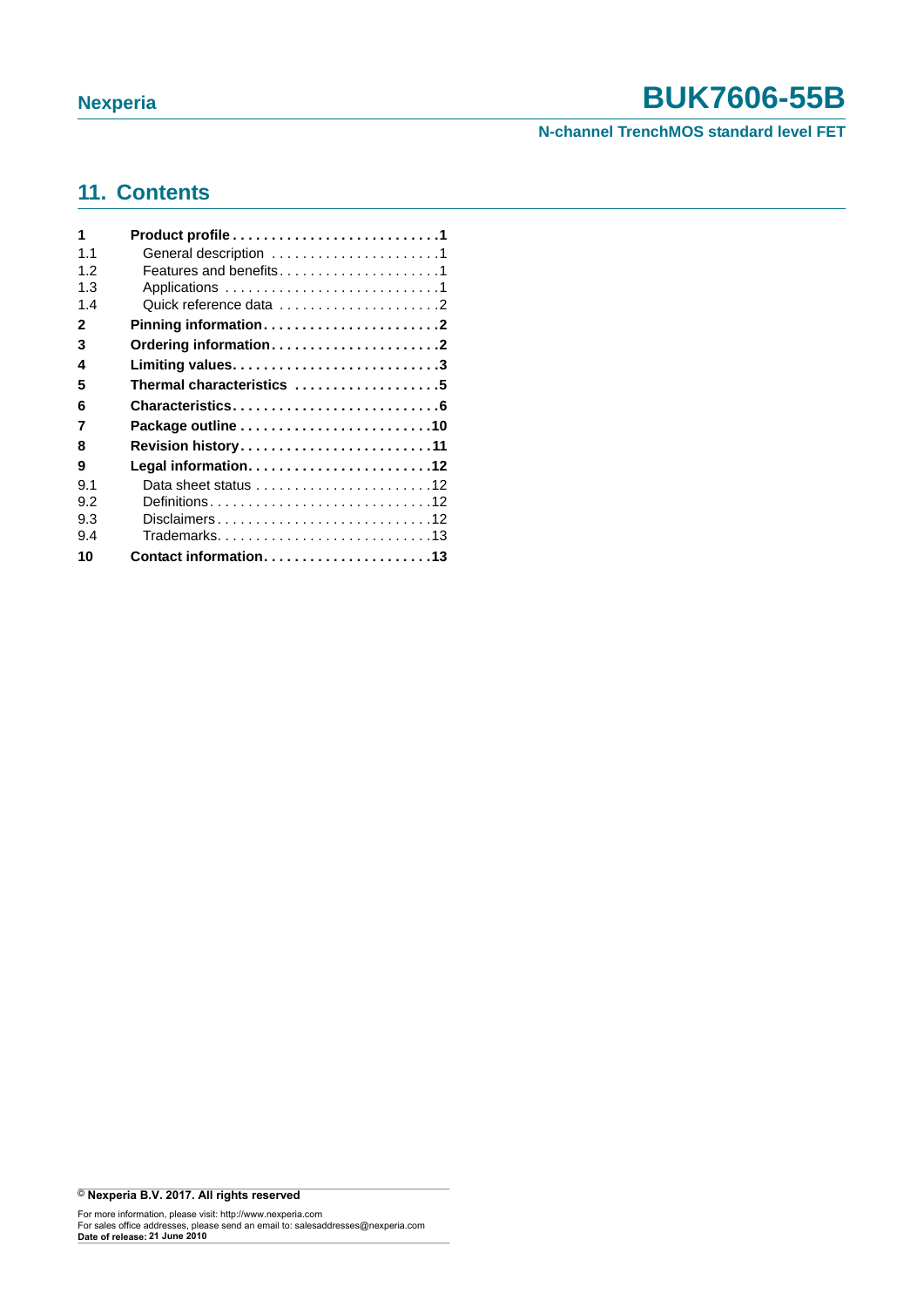## 11. Contents

| | | |
|---|---|---|
| **1** | **Product profile** | **1** |
| 1.1 | General description | 1 |
| 1.2 | Features and benefits | 1 |
| 1.3 | Applications | 1 |
| 1.4 | Quick reference data | 2 |
| **2** | **Pinning information** | **2** |
| **3** | **Ordering information** | **2** |
| **4** | **Limiting values** | **3** |
| **5** | **Thermal characteristics** | **5** |
| **6** | **Characteristics** | **6** |
| **7** | **Package outline** | **10** |
| **8** | **Revision history** | **11** |
| **9** | **Legal information** | **12** |
| 9.1 | Data sheet status | 12 |
| 9.2 | Definitions | 12 |
| 9.3 | Disclaimers | 12 |
| 9.4 | Trademarks | 13 |
| **10** | **Contact information** | **13** |

**© Nexperia B.V. 2017. All rights reserved**

For more information, please visit: http://www.nexperia.com
For sales office addresses, please send an email to: salesaddresses@nexperia.com
**Date of release: 21 June 2010**